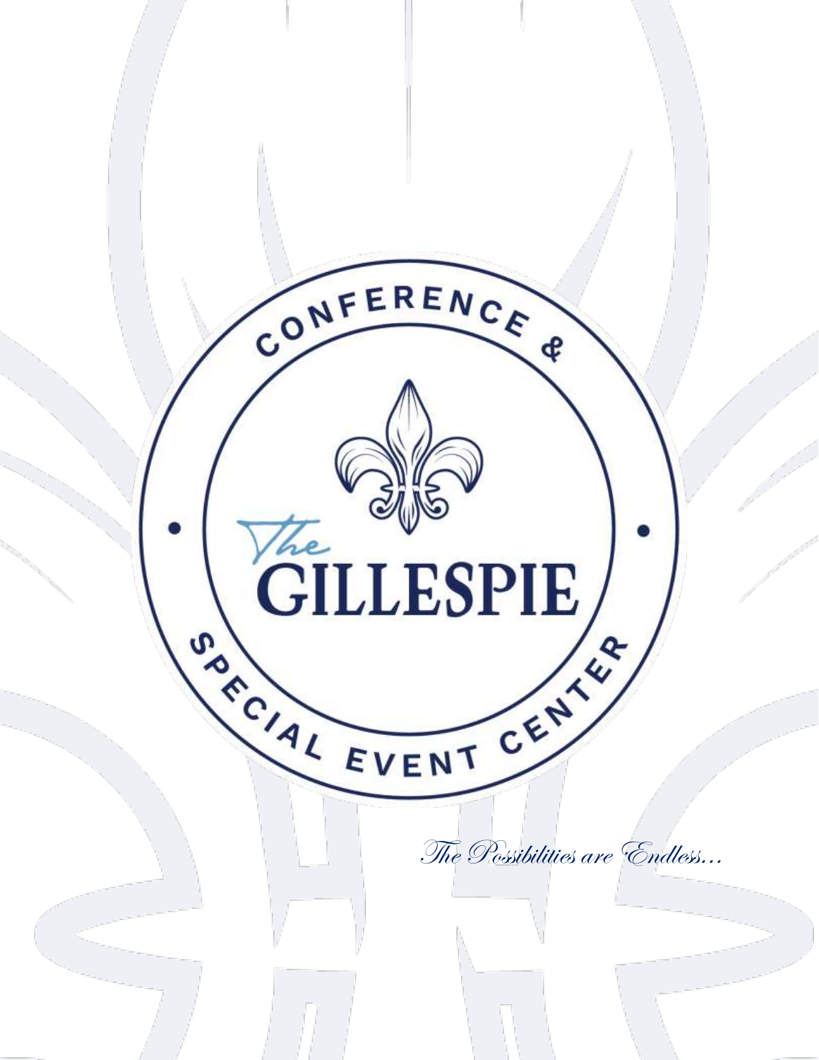CONFERENCE &

# The GILLESPIE

SPECIAL EVENT CENTER

*The Possibilities are Endless…*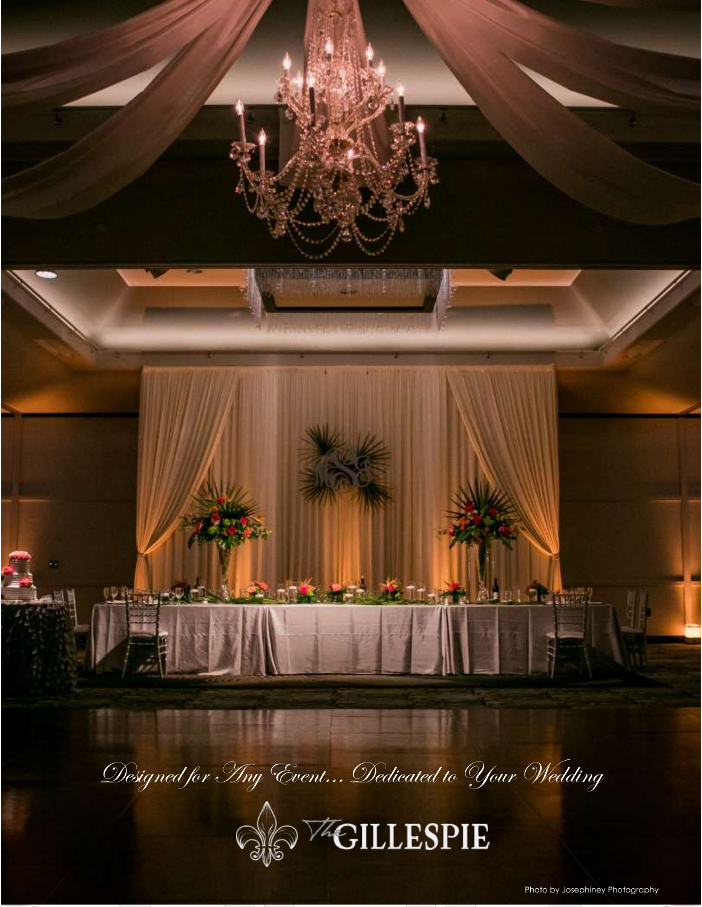*Designed for Any Event... Dedicated to Your Wedding*

The GILLESPIE

Photo by Josephiney Photography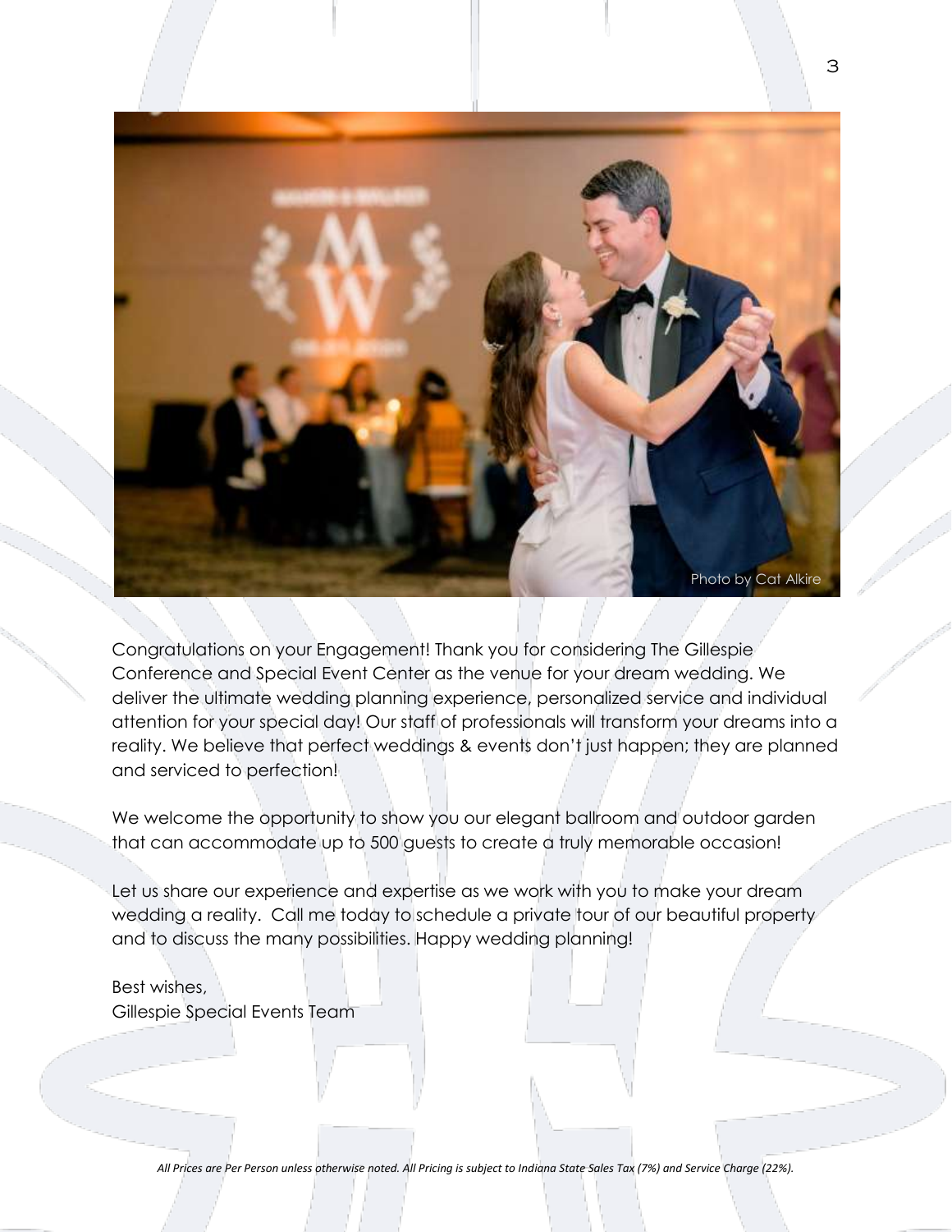Photo by Cat Alkire

Congratulations on your Engagement! Thank you for considering The Gillespie Conference and Special Event Center as the venue for your dream wedding. We deliver the ultimate wedding planning experience, personalized service and individual attention for your special day! Our staff of professionals will transform your dreams into a reality. We believe that perfect weddings & events don't just happen; they are planned and serviced to perfection!

We welcome the opportunity to show you our elegant ballroom and outdoor garden that can accommodate up to 500 guests to create a truly memorable occasion!

Let us share our experience and expertise as we work with you to make your dream wedding a reality. Call me today to schedule a private tour of our beautiful property and to discuss the many possibilities. Happy wedding planning!

Best wishes,
Gillespie Special Events Team

*All Prices are Per Person unless otherwise noted. All Pricing is subject to Indiana State Sales Tax (7%) and Service Charge (22%).*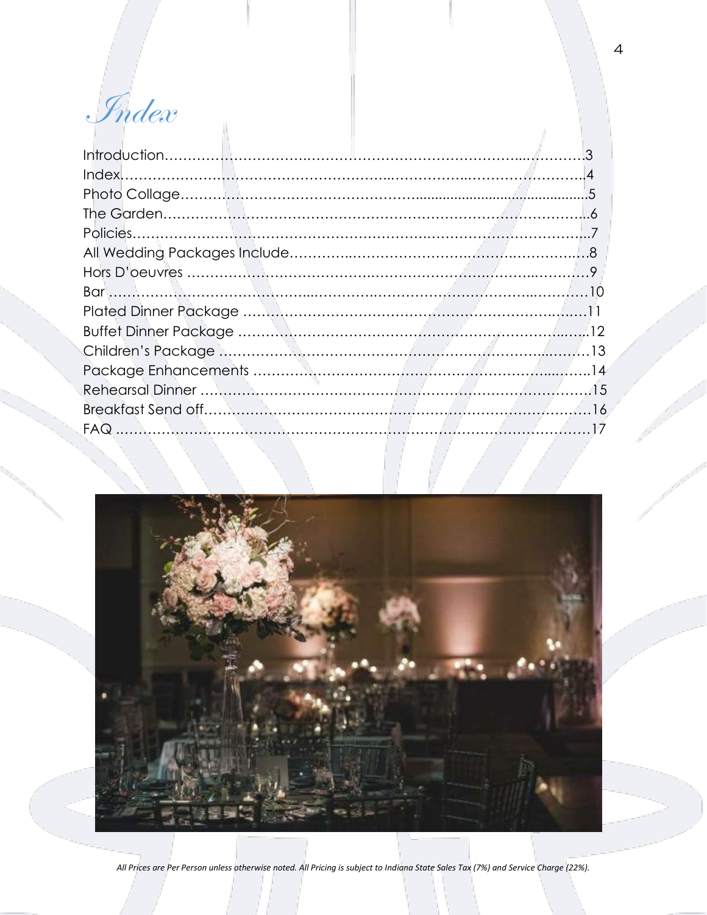# Index

| Section | Page |
|---|---|
| Introduction | 3 |
| Index | 4 |
| Photo Collage | 5 |
| The Garden | 6 |
| Policies | 7 |
| All Wedding Packages Include | 8 |
| Hors D'oeuvres | 9 |
| Bar | 10 |
| Plated Dinner Package | 11 |
| Buffet Dinner Package | 12 |
| Children's Package | 13 |
| Package Enhancements | 14 |
| Rehearsal Dinner | 15 |
| Breakfast Send off | 16 |
| FAQ | 17 |

*All Prices are Per Person unless otherwise noted. All Pricing is subject to Indiana State Sales Tax (7%) and Service Charge (22%).*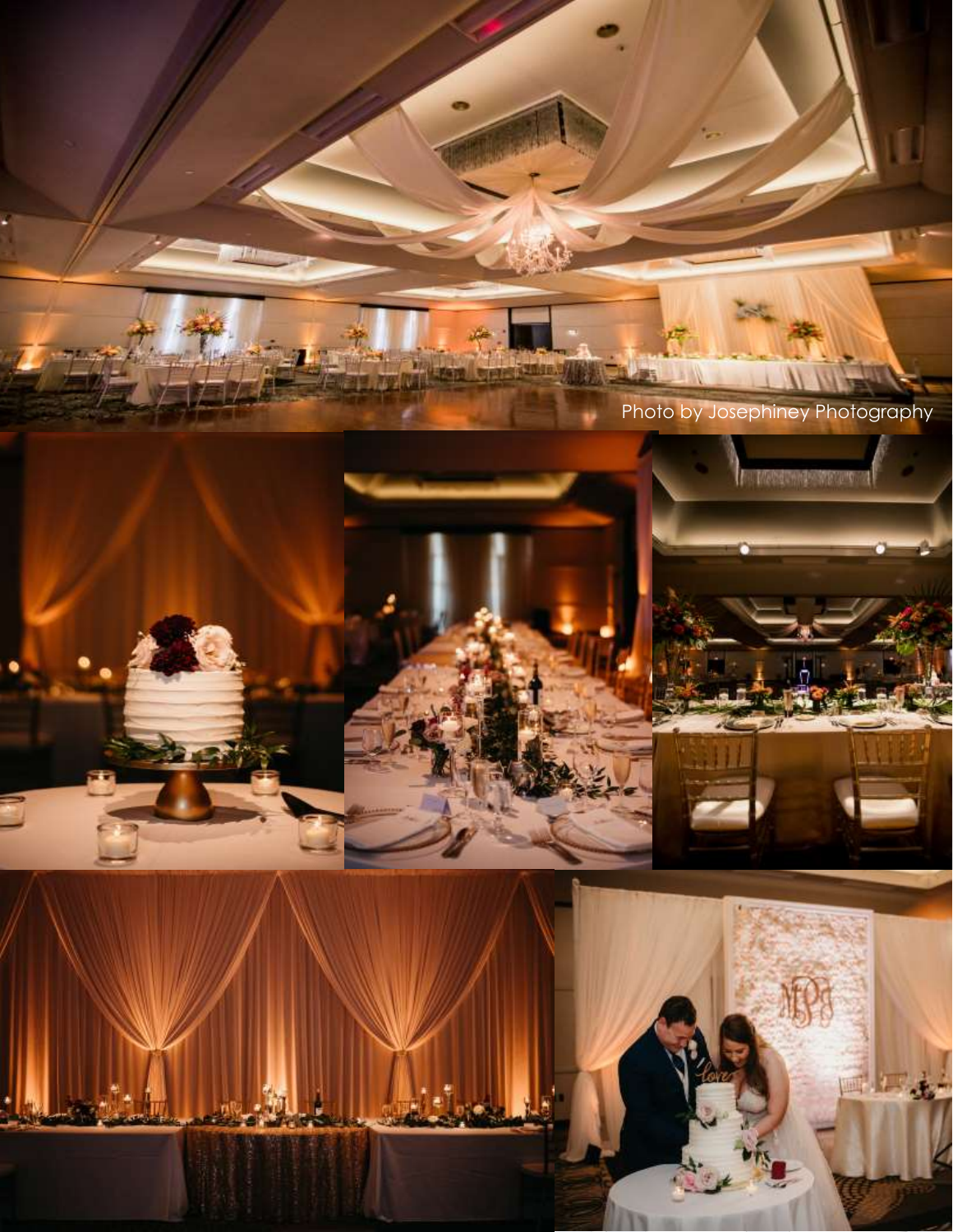Photo by Josephiney Photography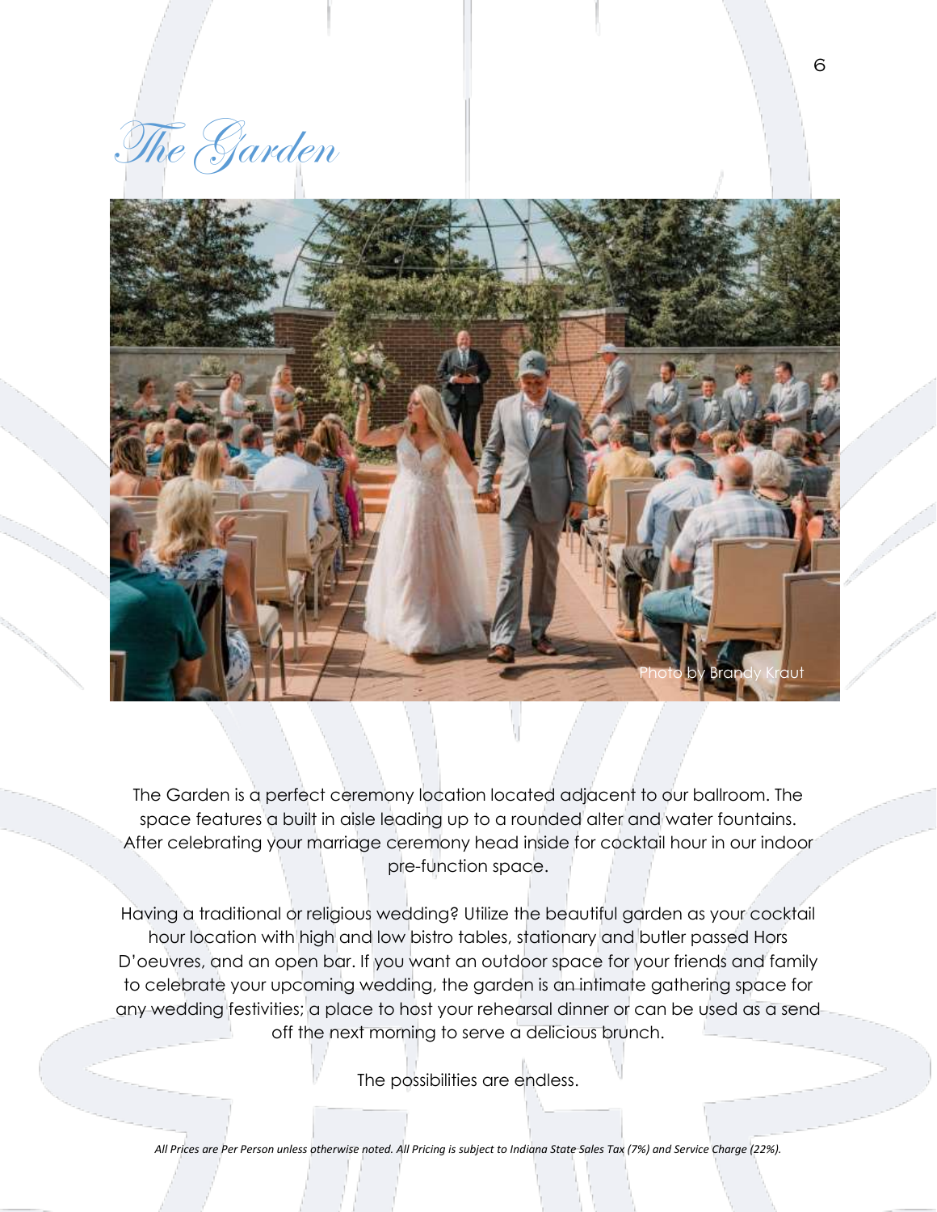# The Garden

Photo by Brandy Kraut

The Garden is a perfect ceremony location located adjacent to our ballroom. The space features a built in aisle leading up to a rounded alter and water fountains. After celebrating your marriage ceremony head inside for cocktail hour in our indoor pre-function space.

Having a traditional or religious wedding? Utilize the beautiful garden as your cocktail hour location with high and low bistro tables, stationary and butler passed Hors D'oeuvres, and an open bar. If you want an outdoor space for your friends and family to celebrate your upcoming wedding, the garden is an intimate gathering space for any wedding festivities; a place to host your rehearsal dinner or can be used as a send off the next morning to serve a delicious brunch.

The possibilities are endless.

*All Prices are Per Person unless otherwise noted. All Pricing is subject to Indiana State Sales Tax (7%) and Service Charge (22%).*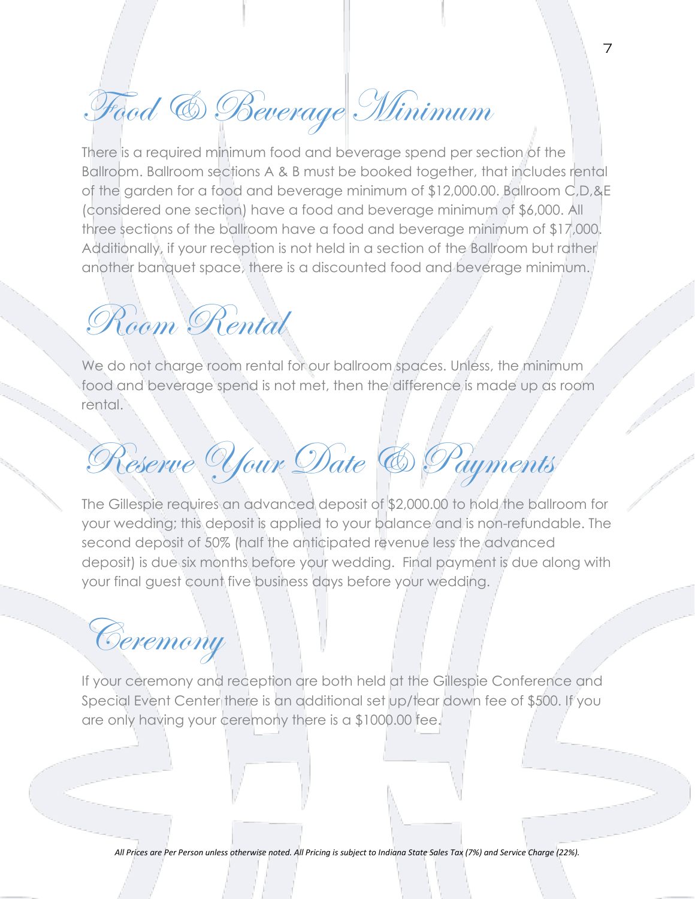# Food & Beverage Minimum

There is a required minimum food and beverage spend per section of the Ballroom. Ballroom sections A & B must be booked together, that includes rental of the garden for a food and beverage minimum of $12,000.00. Ballroom C,D,&E (considered one section) have a food and beverage minimum of $6,000. All three sections of the ballroom have a food and beverage minimum of $17,000. Additionally, if your reception is not held in a section of the Ballroom but rather another banquet space, there is a discounted food and beverage minimum.

# Room Rental

We do not charge room rental for our ballroom spaces. Unless, the minimum food and beverage spend is not met, then the difference is made up as room rental.

# Reserve Your Date & Payments

The Gillespie requires an advanced deposit of $2,000.00 to hold the ballroom for your wedding; this deposit is applied to your balance and is non-refundable. The second deposit of 50% (half the anticipated revenue less the advanced deposit) is due six months before your wedding. Final payment is due along with your final guest count five business days before your wedding.

# Ceremony

If your ceremony and reception are both held at the Gillespie Conference and Special Event Center there is an additional set up/tear down fee of $500. If you are only having your ceremony there is a $1000.00 fee.

*All Prices are Per Person unless otherwise noted. All Pricing is subject to Indiana State Sales Tax (7%) and Service Charge (22%).*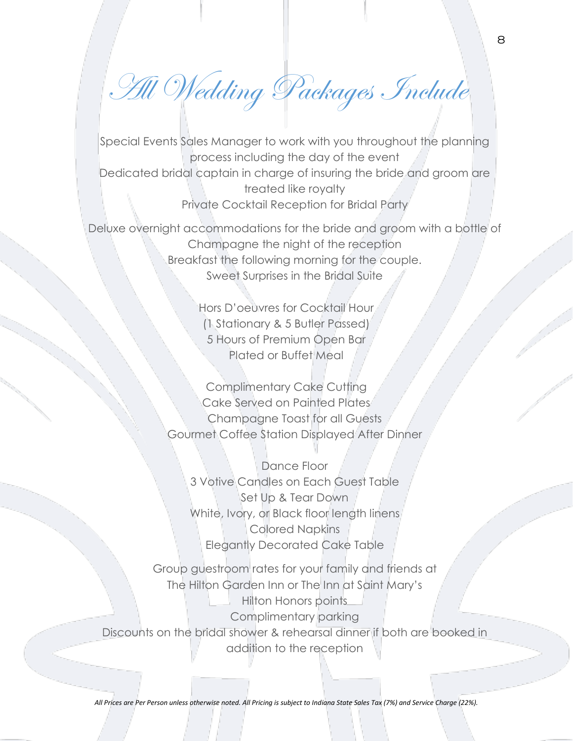# All Wedding Packages Include

Special Events Sales Manager to work with you throughout the planning process including the day of the event

Dedicated bridal captain in charge of insuring the bride and groom are treated like royalty

Private Cocktail Reception for Bridal Party

Deluxe overnight accommodations for the bride and groom with a bottle of Champagne the night of the reception

Breakfast the following morning for the couple.

Sweet Surprises in the Bridal Suite

Hors D'oeuvres for Cocktail Hour
(1 Stationary & 5 Butler Passed)

5 Hours of Premium Open Bar

Plated or Buffet Meal

Complimentary Cake Cutting

Cake Served on Painted Plates

Champagne Toast for all Guests

Gourmet Coffee Station Displayed After Dinner

Dance Floor

3 Votive Candles on Each Guest Table

Set Up & Tear Down

White, Ivory, or Black floor length linens

Colored Napkins

Elegantly Decorated Cake Table

Group guestroom rates for your family and friends at The Hilton Garden Inn or The Inn at Saint Mary's

Hilton Honors points

Complimentary parking

Discounts on the bridal shower & rehearsal dinner if both are booked in addition to the reception

*All Prices are Per Person unless otherwise noted. All Pricing is subject to Indiana State Sales Tax (7%) and Service Charge (22%).*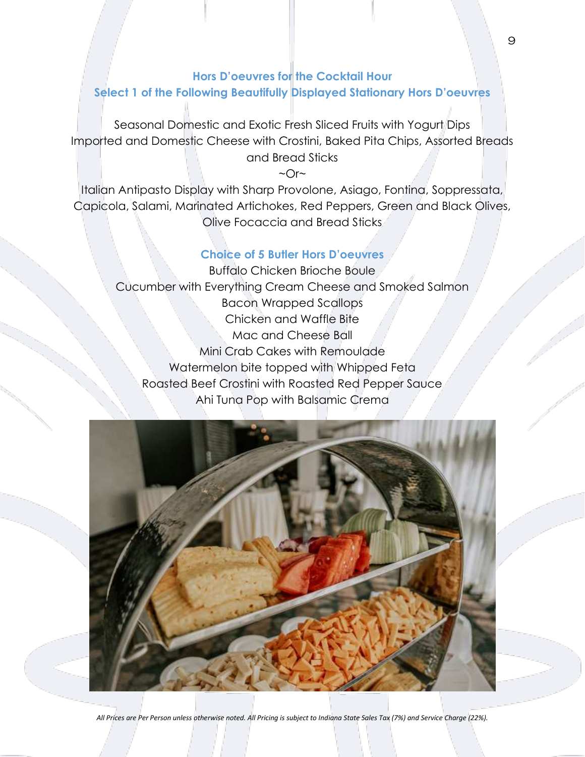## Hors D'oeuvres for the Cocktail Hour

### Select 1 of the Following Beautifully Displayed Stationary Hors D'oeuvres

Seasonal Domestic and Exotic Fresh Sliced Fruits with Yogurt Dips
Imported and Domestic Cheese with Crostini, Baked Pita Chips, Assorted Breads and Bread Sticks

~Or~

Italian Antipasto Display with Sharp Provolone, Asiago, Fontina, Soppressata, Capicola, Salami, Marinated Artichokes, Red Peppers, Green and Black Olives, Olive Focaccia and Bread Sticks

### Choice of 5 Butler Hors D'oeuvres

Buffalo Chicken Brioche Boule
Cucumber with Everything Cream Cheese and Smoked Salmon
Bacon Wrapped Scallops
Chicken and Waffle Bite
Mac and Cheese Ball
Mini Crab Cakes with Remoulade
Watermelon bite topped with Whipped Feta
Roasted Beef Crostini with Roasted Red Pepper Sauce
Ahi Tuna Pop with Balsamic Crema

*All Prices are Per Person unless otherwise noted. All Pricing is subject to Indiana State Sales Tax (7%) and Service Charge (22%).*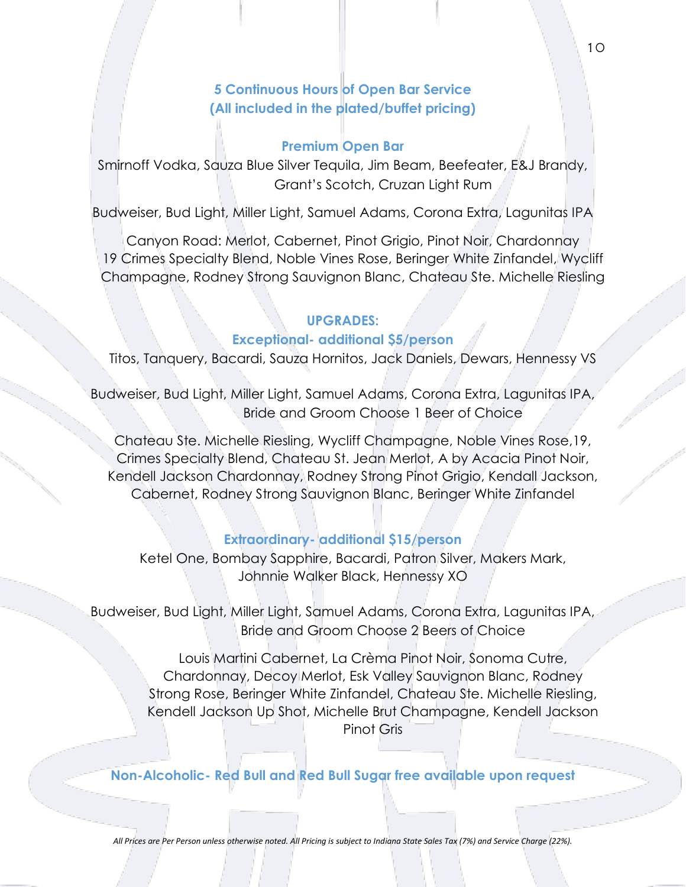## 5 Continuous Hours of Open Bar Service
## (All included in the plated/buffet pricing)

### Premium Open Bar

Smirnoff Vodka, Sauza Blue Silver Tequila, Jim Beam, Beefeater, E&J Brandy, Grant's Scotch, Cruzan Light Rum

Budweiser, Bud Light, Miller Light, Samuel Adams, Corona Extra, Lagunitas IPA

Canyon Road: Merlot, Cabernet, Pinot Grigio, Pinot Noir, Chardonnay
19 Crimes Specialty Blend, Noble Vines Rose, Beringer White Zinfandel, Wycliff Champagne, Rodney Strong Sauvignon Blanc, Chateau Ste. Michelle Riesling

### UPGRADES:

### Exceptional- additional $5/person

Titos, Tanquery, Bacardi, Sauza Hornitos, Jack Daniels, Dewars, Hennessy VS

Budweiser, Bud Light, Miller Light, Samuel Adams, Corona Extra, Lagunitas IPA, Bride and Groom Choose 1 Beer of Choice

Chateau Ste. Michelle Riesling, Wycliff Champagne, Noble Vines Rose,19, Crimes Specialty Blend, Chateau St. Jean Merlot, A by Acacia Pinot Noir, Kendell Jackson Chardonnay, Rodney Strong Pinot Grigio, Kendall Jackson, Cabernet, Rodney Strong Sauvignon Blanc, Beringer White Zinfandel

### Extraordinary- additional $15/person

Ketel One, Bombay Sapphire, Bacardi, Patron Silver, Makers Mark, Johnnie Walker Black, Hennessy XO

Budweiser, Bud Light, Miller Light, Samuel Adams, Corona Extra, Lagunitas IPA, Bride and Groom Choose 2 Beers of Choice

Louis Martini Cabernet, La Crèma Pinot Noir, Sonoma Cutre, Chardonnay, Decoy Merlot, Esk Valley Sauvignon Blanc, Rodney Strong Rose, Beringer White Zinfandel, Chateau Ste. Michelle Riesling, Kendell Jackson Up Shot, Michelle Brut Champagne, Kendell Jackson Pinot Gris

**Non-Alcoholic- Red Bull and Red Bull Sugar free available upon request**

*All Prices are Per Person unless otherwise noted. All Pricing is subject to Indiana State Sales Tax (7%) and Service Charge (22%).*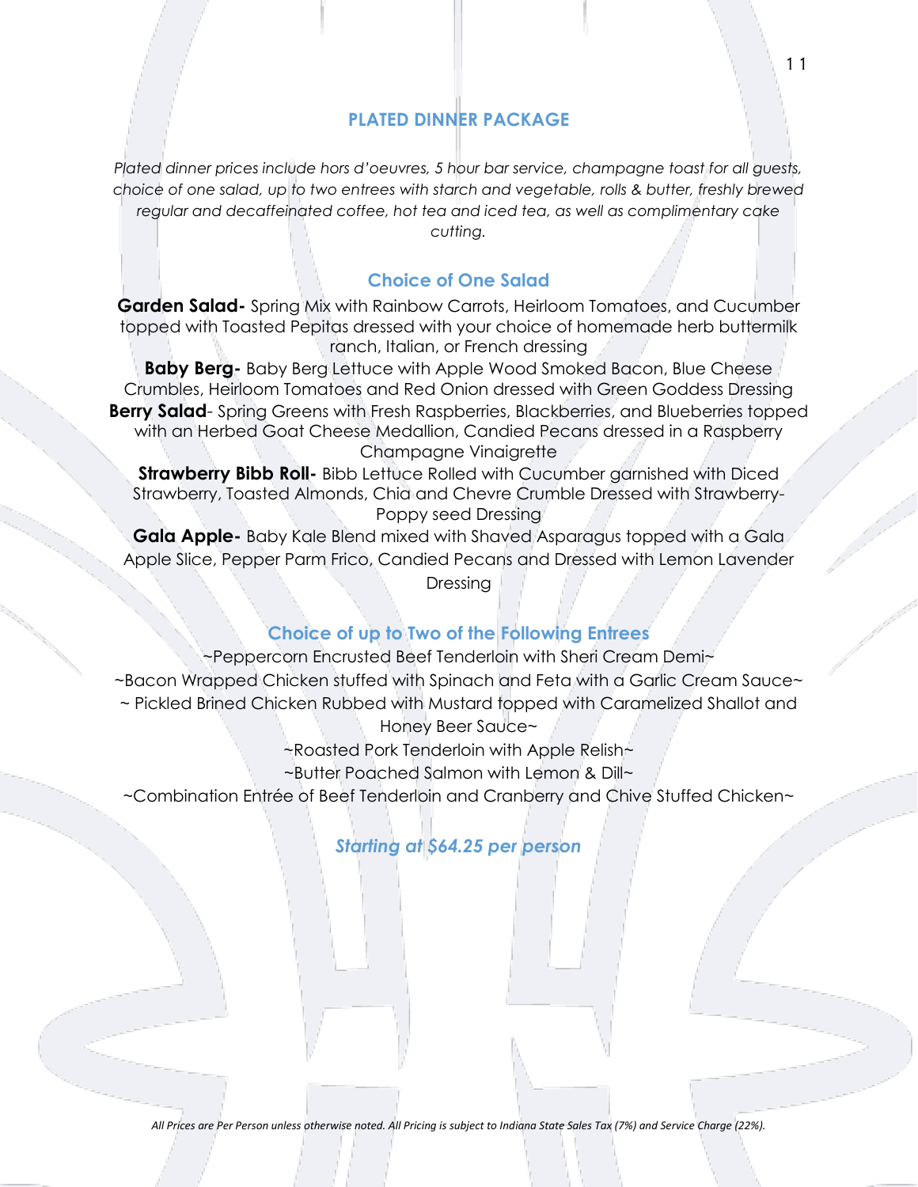## PLATED DINNER PACKAGE

*Plated dinner prices include hors d'oeuvres, 5 hour bar service, champagne toast for all guests, choice of one salad, up to two entrees with starch and vegetable, rolls & butter, freshly brewed regular and decaffeinated coffee, hot tea and iced tea, as well as complimentary cake cutting.*

### Choice of One Salad

**Garden Salad-** Spring Mix with Rainbow Carrots, Heirloom Tomatoes, and Cucumber topped with Toasted Pepitas dressed with your choice of homemade herb buttermilk ranch, Italian, or French dressing

**Baby Berg-** Baby Berg Lettuce with Apple Wood Smoked Bacon, Blue Cheese Crumbles, Heirloom Tomatoes and Red Onion dressed with Green Goddess Dressing

**Berry Salad**- Spring Greens with Fresh Raspberries, Blackberries, and Blueberries topped with an Herbed Goat Cheese Medallion, Candied Pecans dressed in a Raspberry Champagne Vinaigrette

**Strawberry Bibb Roll-** Bibb Lettuce Rolled with Cucumber garnished with Diced Strawberry, Toasted Almonds, Chia and Chevre Crumble Dressed with Strawberry-Poppy seed Dressing

**Gala Apple-** Baby Kale Blend mixed with Shaved Asparagus topped with a Gala Apple Slice, Pepper Parm Frico, Candied Pecans and Dressed with Lemon Lavender Dressing

### Choice of up to Two of the Following Entrees

~Peppercorn Encrusted Beef Tenderloin with Sheri Cream Demi~

~Bacon Wrapped Chicken stuffed with Spinach and Feta with a Garlic Cream Sauce~

~ Pickled Brined Chicken Rubbed with Mustard topped with Caramelized Shallot and Honey Beer Sauce~

~Roasted Pork Tenderloin with Apple Relish~

~Butter Poached Salmon with Lemon & Dill~

~Combination Entrée of Beef Tenderloin and Cranberry and Chive Stuffed Chicken~

***Starting at $64.25 per person***

*All Prices are Per Person unless otherwise noted. All Pricing is subject to Indiana State Sales Tax (7%) and Service Charge (22%).*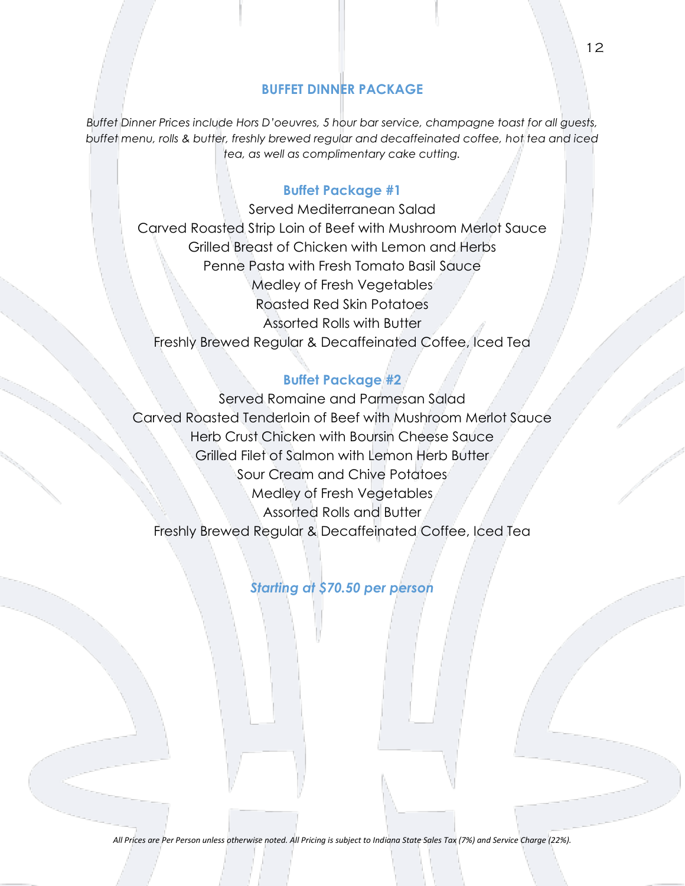## BUFFET DINNER PACKAGE

*Buffet Dinner Prices include Hors D'oeuvres, 5 hour bar service, champagne toast for all guests, buffet menu, rolls & butter, freshly brewed regular and decaffeinated coffee, hot tea and iced tea, as well as complimentary cake cutting.*

### Buffet Package #1

Served Mediterranean Salad
Carved Roasted Strip Loin of Beef with Mushroom Merlot Sauce
Grilled Breast of Chicken with Lemon and Herbs
Penne Pasta with Fresh Tomato Basil Sauce
Medley of Fresh Vegetables
Roasted Red Skin Potatoes
Assorted Rolls with Butter
Freshly Brewed Regular & Decaffeinated Coffee, Iced Tea

### Buffet Package #2

Served Romaine and Parmesan Salad
Carved Roasted Tenderloin of Beef with Mushroom Merlot Sauce
Herb Crust Chicken with Boursin Cheese Sauce
Grilled Filet of Salmon with Lemon Herb Butter
Sour Cream and Chive Potatoes
Medley of Fresh Vegetables
Assorted Rolls and Butter
Freshly Brewed Regular & Decaffeinated Coffee, Iced Tea

***Starting at $70.50 per person***

*All Prices are Per Person unless otherwise noted. All Pricing is subject to Indiana State Sales Tax (7%) and Service Charge (22%).*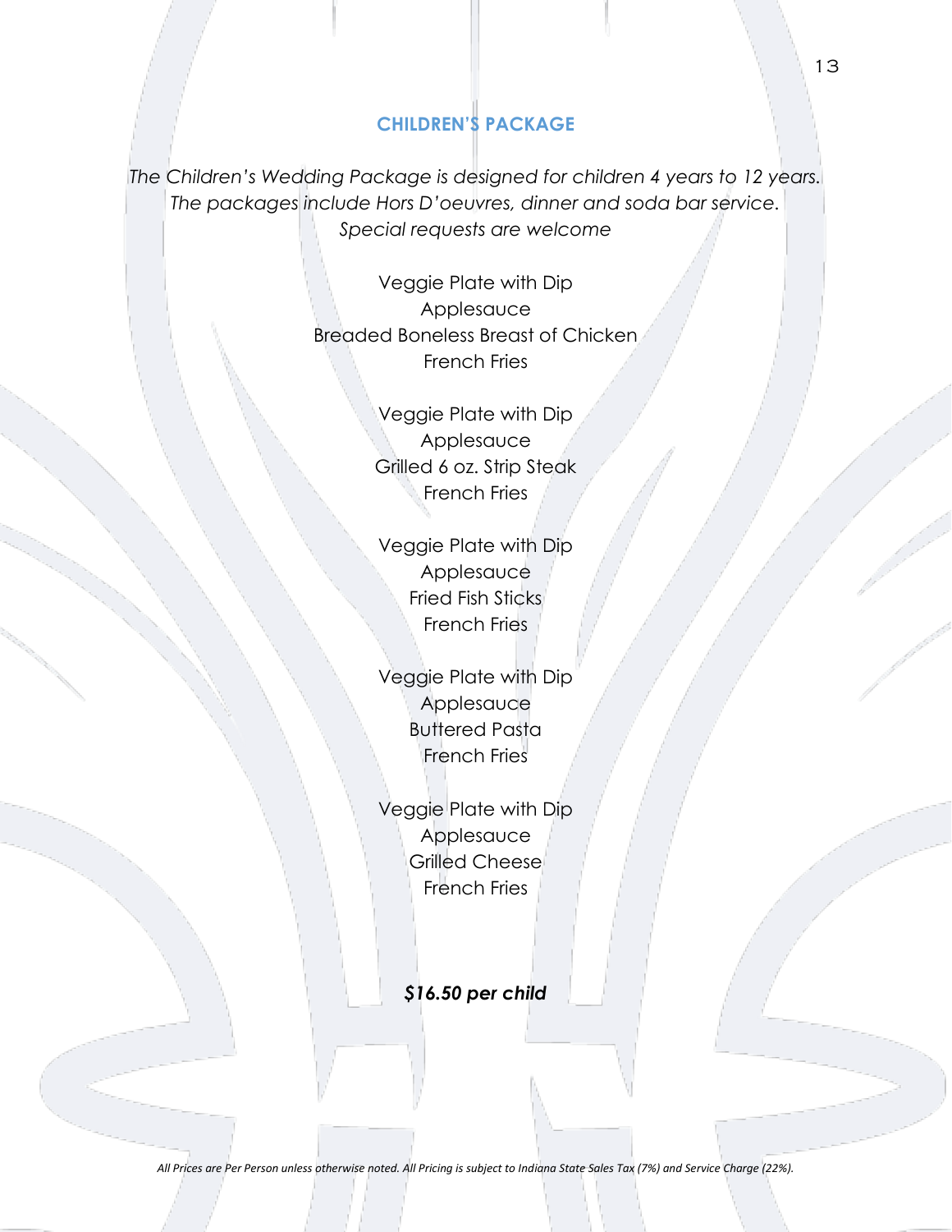## CHILDREN'S PACKAGE

*The Children's Wedding Package is designed for children 4 years to 12 years.*
*The packages include Hors D'oeuvres, dinner and soda bar service.*
*Special requests are welcome*

Veggie Plate with Dip
Applesauce
Breaded Boneless Breast of Chicken
French Fries

Veggie Plate with Dip
Applesauce
Grilled 6 oz. Strip Steak
French Fries

Veggie Plate with Dip
Applesauce
Fried Fish Sticks
French Fries

Veggie Plate with Dip
Applesauce
Buttered Pasta
French Fries

Veggie Plate with Dip
Applesauce
Grilled Cheese
French Fries

***$16.50 per child***

*All Prices are Per Person unless otherwise noted. All Pricing is subject to Indiana State Sales Tax (7%) and Service Charge (22%).*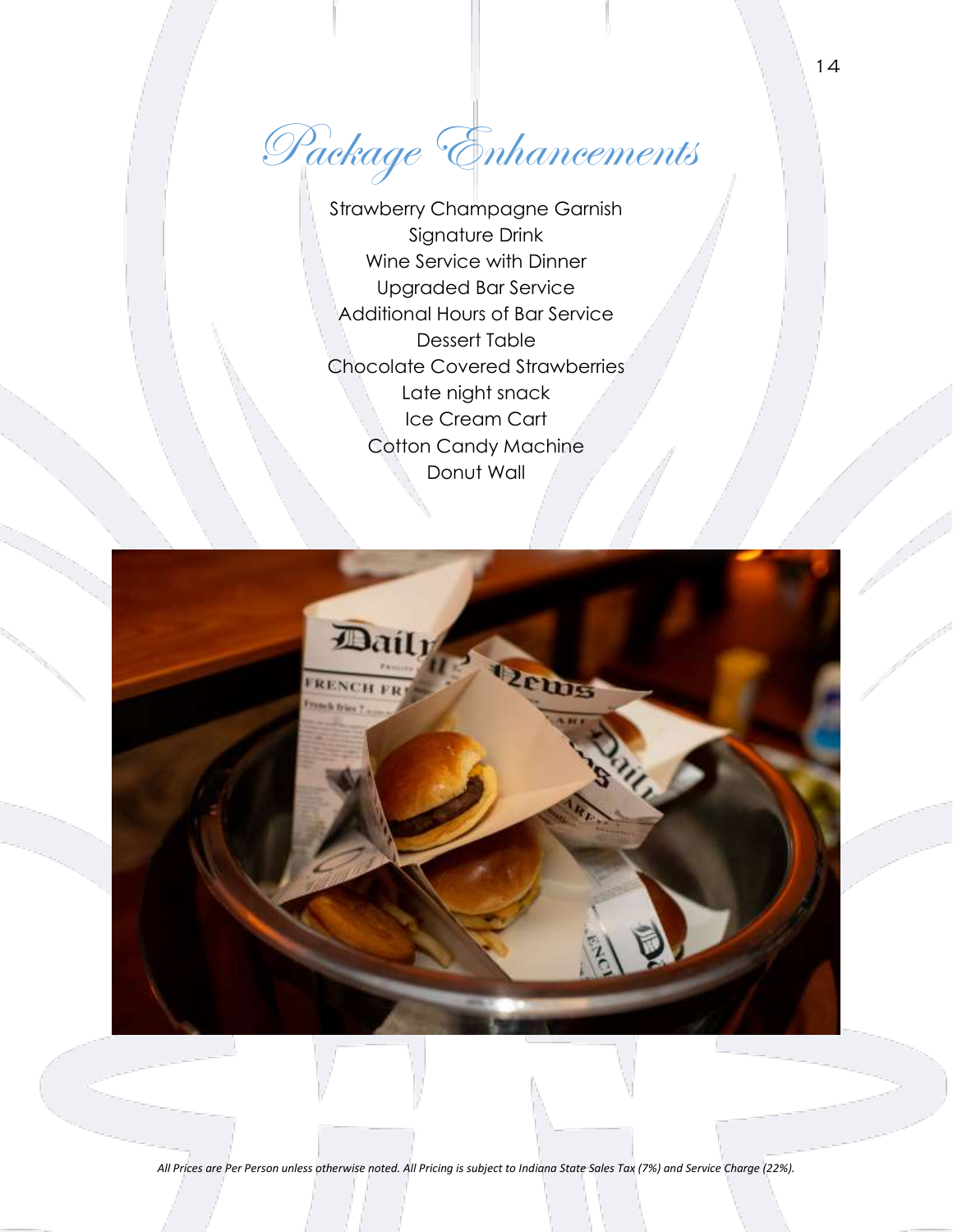# Package Enhancements

Strawberry Champagne Garnish
Signature Drink
Wine Service with Dinner
Upgraded Bar Service
Additional Hours of Bar Service
Dessert Table
Chocolate Covered Strawberries
Late night snack
Ice Cream Cart
Cotton Candy Machine
Donut Wall

*All Prices are Per Person unless otherwise noted. All Pricing is subject to Indiana State Sales Tax (7%) and Service Charge (22%).*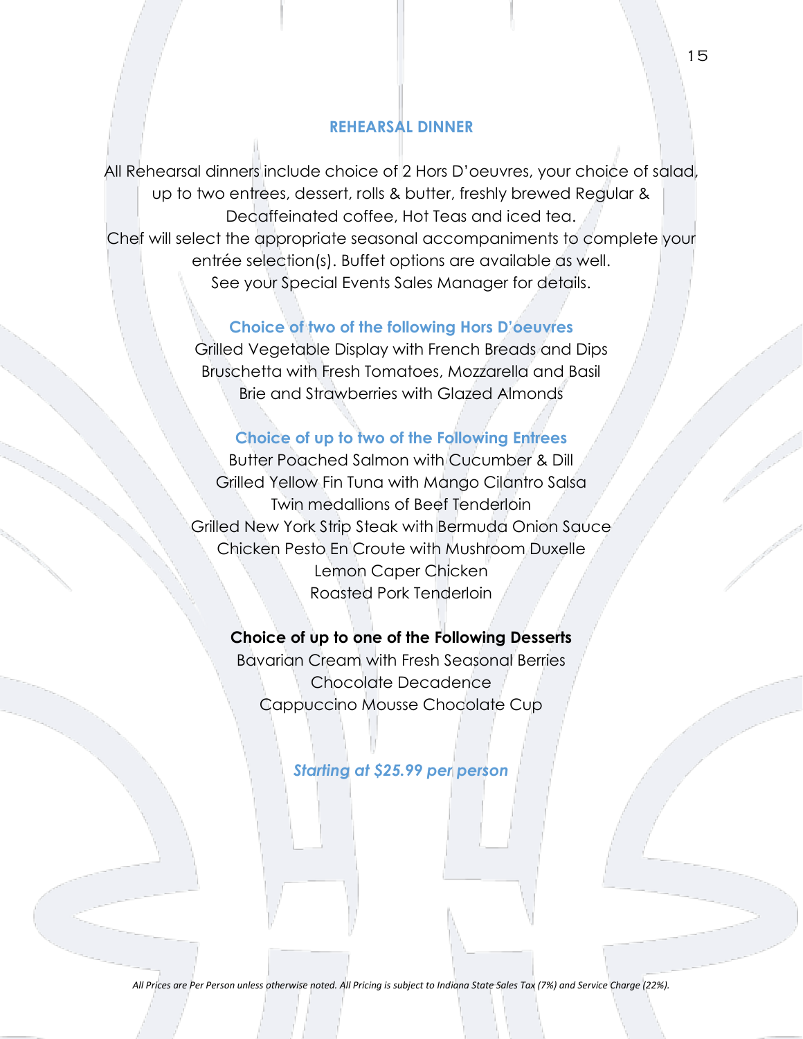## REHEARSAL DINNER

All Rehearsal dinners include choice of 2 Hors D'oeuvres, your choice of salad, up to two entrees, dessert, rolls & butter, freshly brewed Regular & Decaffeinated coffee, Hot Teas and iced tea.
Chef will select the appropriate seasonal accompaniments to complete your entrée selection(s). Buffet options are available as well.
See your Special Events Sales Manager for details.

### Choice of two of the following Hors D'oeuvres

Grilled Vegetable Display with French Breads and Dips
Bruschetta with Fresh Tomatoes, Mozzarella and Basil
Brie and Strawberries with Glazed Almonds

### Choice of up to two of the Following Entrees

Butter Poached Salmon with Cucumber & Dill
Grilled Yellow Fin Tuna with Mango Cilantro Salsa
Twin medallions of Beef Tenderloin
Grilled New York Strip Steak with Bermuda Onion Sauce
Chicken Pesto En Croute with Mushroom Duxelle
Lemon Caper Chicken
Roasted Pork Tenderloin

**Choice of up to one of the Following Desserts**

Bavarian Cream with Fresh Seasonal Berries
Chocolate Decadence
Cappuccino Mousse Chocolate Cup

***Starting at $25.99 per person***

*All Prices are Per Person unless otherwise noted. All Pricing is subject to Indiana State Sales Tax (7%) and Service Charge (22%).*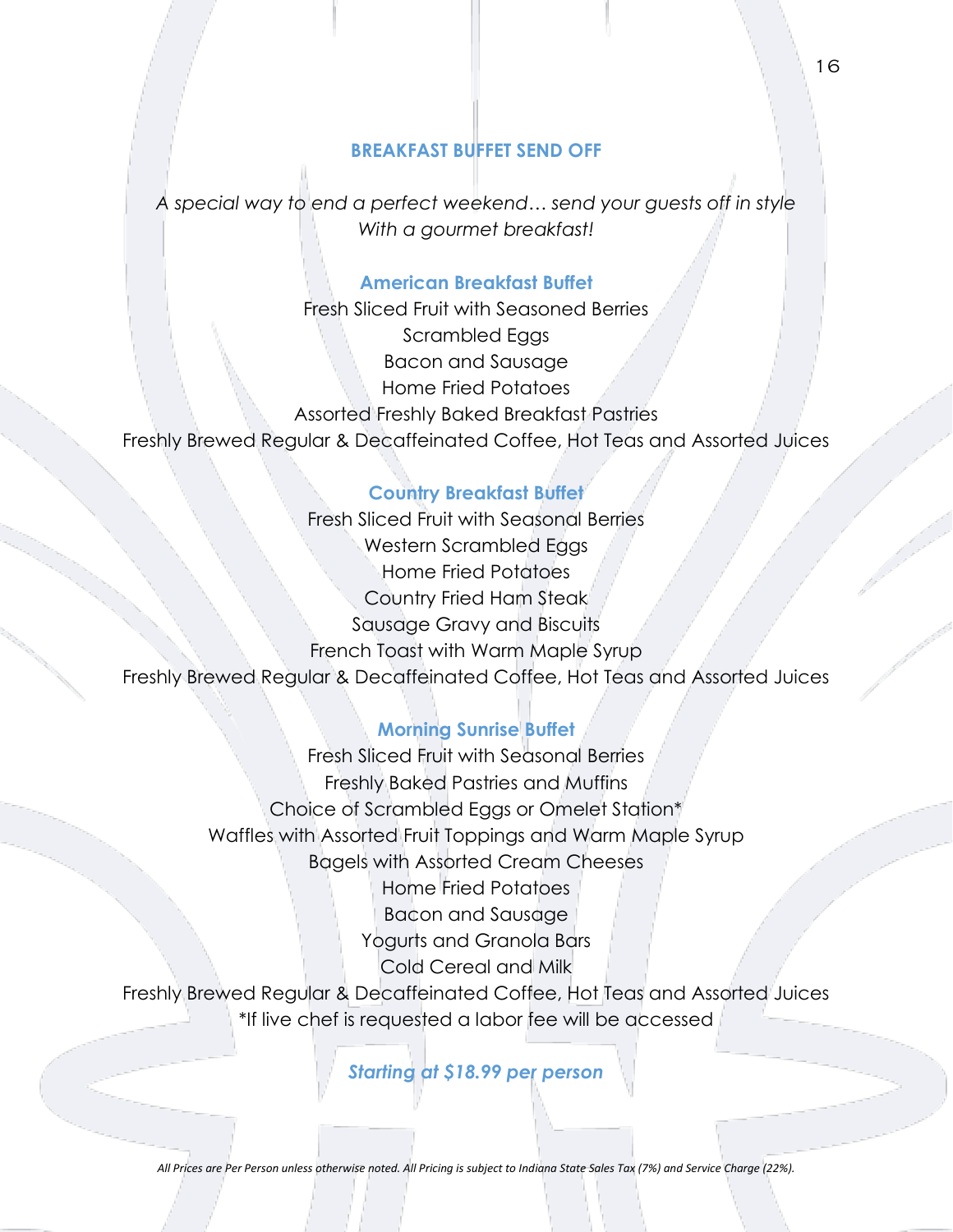## BREAKFAST BUFFET SEND OFF

*A special way to end a perfect weekend… send your guests off in style With a gourmet breakfast!*

### American Breakfast Buffet

Fresh Sliced Fruit with Seasoned Berries
Scrambled Eggs
Bacon and Sausage
Home Fried Potatoes
Assorted Freshly Baked Breakfast Pastries
Freshly Brewed Regular & Decaffeinated Coffee, Hot Teas and Assorted Juices

### Country Breakfast Buffet

Fresh Sliced Fruit with Seasonal Berries
Western Scrambled Eggs
Home Fried Potatoes
Country Fried Ham Steak
Sausage Gravy and Biscuits
French Toast with Warm Maple Syrup
Freshly Brewed Regular & Decaffeinated Coffee, Hot Teas and Assorted Juices

### Morning Sunrise Buffet

Fresh Sliced Fruit with Seasonal Berries
Freshly Baked Pastries and Muffins
Choice of Scrambled Eggs or Omelet Station*
Waffles with Assorted Fruit Toppings and Warm Maple Syrup
Bagels with Assorted Cream Cheeses
Home Fried Potatoes
Bacon and Sausage
Yogurts and Granola Bars
Cold Cereal and Milk
Freshly Brewed Regular & Decaffeinated Coffee, Hot Teas and Assorted Juices
*If live chef is requested a labor fee will be accessed

***Starting at $18.99 per person***

*All Prices are Per Person unless otherwise noted. All Pricing is subject to Indiana State Sales Tax (7%) and Service Charge (22%).*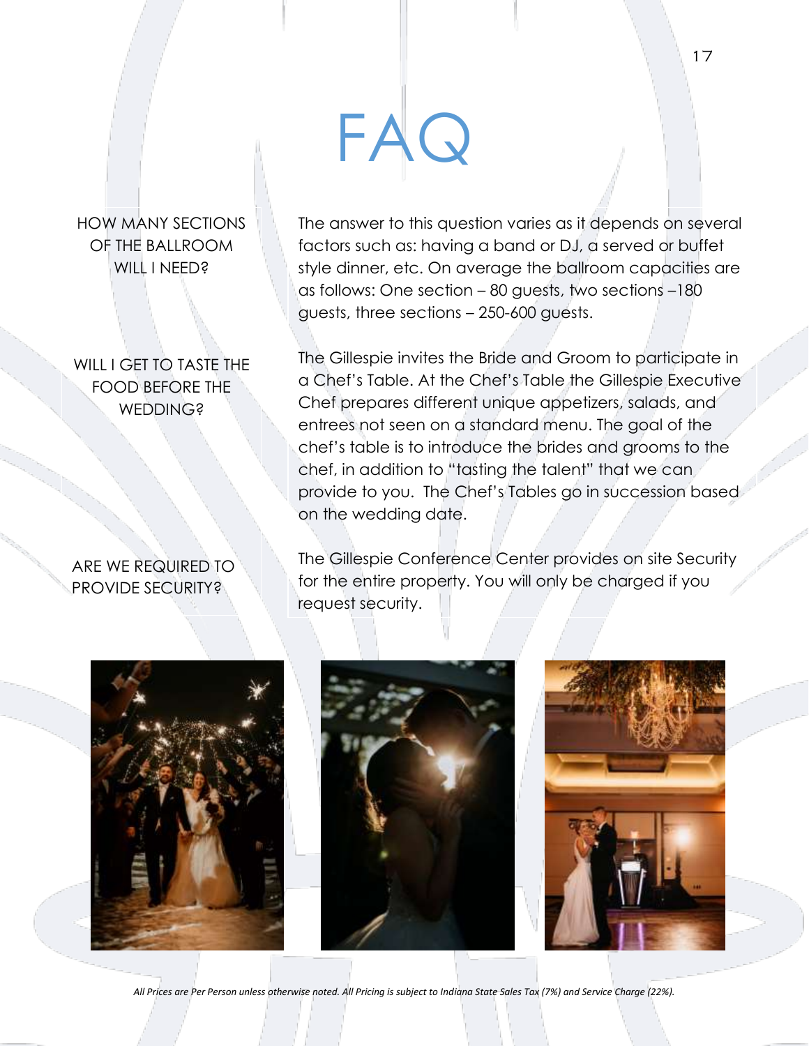# FAQ

**HOW MANY SECTIONS OF THE BALLROOM WILL I NEED?**

The answer to this question varies as it depends on several factors such as: having a band or DJ, a served or buffet style dinner, etc. On average the ballroom capacities are as follows: One section – 80 guests, two sections –180 guests, three sections – 250-600 guests.

**WILL I GET TO TASTE THE FOOD BEFORE THE WEDDING?**

The Gillespie invites the Bride and Groom to participate in a Chef's Table. At the Chef's Table the Gillespie Executive Chef prepares different unique appetizers, salads, and entrees not seen on a standard menu. The goal of the chef's table is to introduce the brides and grooms to the chef, in addition to "tasting the talent" that we can provide to you. The Chef's Tables go in succession based on the wedding date.

**ARE WE REQUIRED TO PROVIDE SECURITY?**

The Gillespie Conference Center provides on site Security for the entire property. You will only be charged if you request security.

*All Prices are Per Person unless otherwise noted. All Pricing is subject to Indiana State Sales Tax (7%) and Service Charge (22%).*